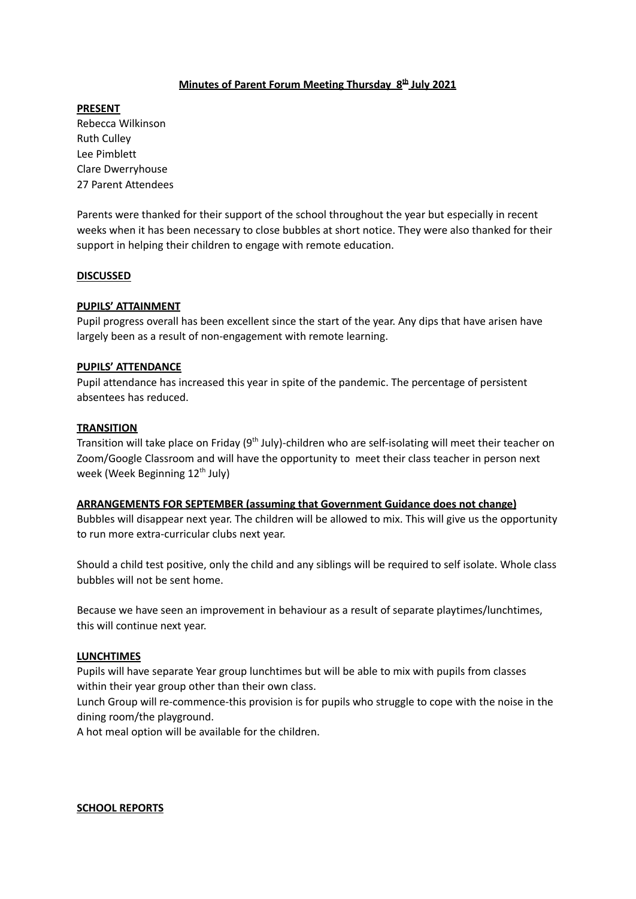**Minutes of Parent Forum Meeting Thursday 8th July 2021**

**PRESENT**

Rebecca Wilkinson
Ruth Culley
Lee Pimblett
Clare Dwerryhouse
27 Parent Attendees

Parents were thanked for their support of the school throughout the year but especially in recent weeks when it has been necessary to close bubbles at short notice. They were also thanked for their support in helping their children to engage with remote education.

**DISCUSSED**

**PUPILS' ATTAINMENT**

Pupil progress overall has been excellent since the start of the year. Any dips that have arisen have largely been as a result of non-engagement with remote learning.

**PUPILS' ATTENDANCE**

Pupil attendance has increased this year in spite of the pandemic. The percentage of persistent absentees has reduced.

**TRANSITION**

Transition will take place on Friday (9th July)-children who are self-isolating will meet their teacher on Zoom/Google Classroom and will have the opportunity to meet their class teacher in person next week (Week Beginning 12th July)

**ARRANGEMENTS FOR SEPTEMBER (assuming that Government Guidance does not change)**

Bubbles will disappear next year. The children will be allowed to mix. This will give us the opportunity to run more extra-curricular clubs next year.

Should a child test positive, only the child and any siblings will be required to self isolate. Whole class bubbles will not be sent home.

Because we have seen an improvement in behaviour as a result of separate playtimes/lunchtimes, this will continue next year.

**LUNCHTIMES**

Pupils will have separate Year group lunchtimes but will be able to mix with pupils from classes within their year group other than their own class.
Lunch Group will re-commence-this provision is for pupils who struggle to cope with the noise in the dining room/the playground.
A hot meal option will be available for the children.

**SCHOOL REPORTS**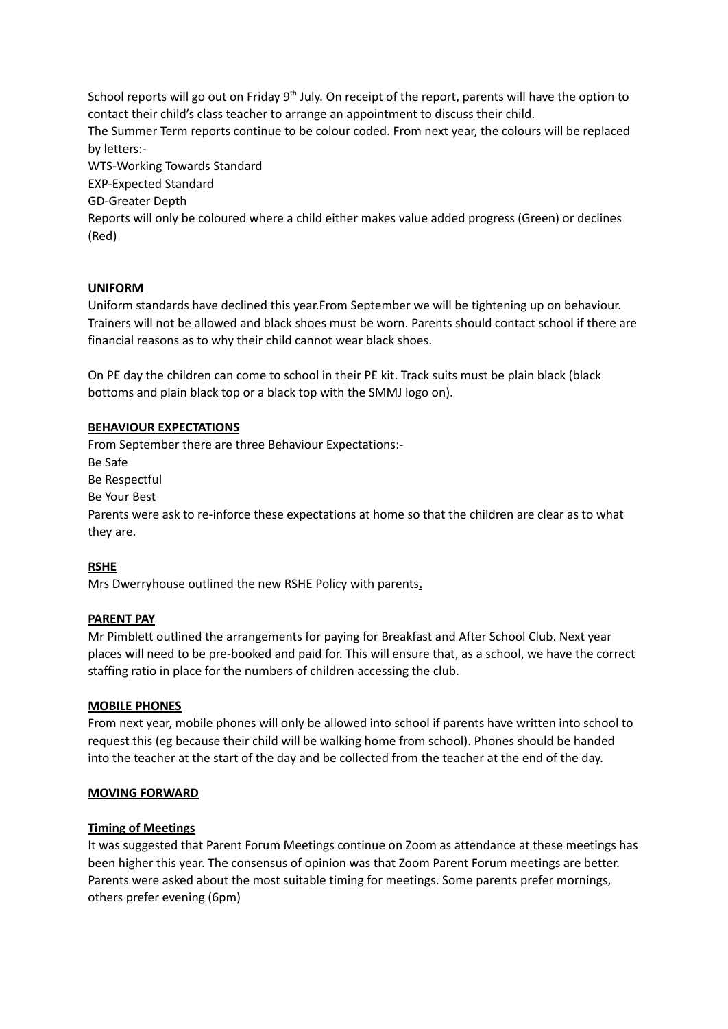School reports will go out on Friday 9th July. On receipt of the report, parents will have the option to contact their child's class teacher to arrange an appointment to discuss their child.
The Summer Term reports continue to be colour coded. From next year, the colours will be replaced by letters:-
WTS-Working Towards Standard
EXP-Expected Standard
GD-Greater Depth
Reports will only be coloured where a child either makes value added progress (Green) or declines (Red)

**UNIFORM**

Uniform standards have declined this year.From September we will be tightening up on behaviour. Trainers will not be allowed and black shoes must be worn. Parents should contact school if there are financial reasons as to why their child cannot wear black shoes.

On PE day the children can come to school in their PE kit. Track suits must be plain black (black bottoms and plain black top or a black top with the SMMJ logo on).

**BEHAVIOUR EXPECTATIONS**

From September there are three Behaviour Expectations:-
Be Safe
Be Respectful
Be Your Best
Parents were ask to re-inforce these expectations at home so that the children are clear as to what they are.

**RSHE**

Mrs Dwerryhouse outlined the new RSHE Policy with parents.

**PARENT PAY**

Mr Pimblett outlined the arrangements for paying for Breakfast and After School Club. Next year places will need to be pre-booked and paid for. This will ensure that, as a school, we have the correct staffing ratio in place for the numbers of children accessing the club.

**MOBILE PHONES**

From next year, mobile phones will only be allowed into school if parents have written into school to request this (eg because their child will be walking home from school). Phones should be handed into the teacher at the start of the day and be collected from the teacher at the end of the day.

**MOVING FORWARD**

**Timing of Meetings**

It was suggested that Parent Forum Meetings continue on Zoom as attendance at these meetings has been higher this year. The consensus of opinion was that Zoom Parent Forum meetings are better. Parents were asked about the most suitable timing for meetings. Some parents prefer mornings, others prefer evening (6pm)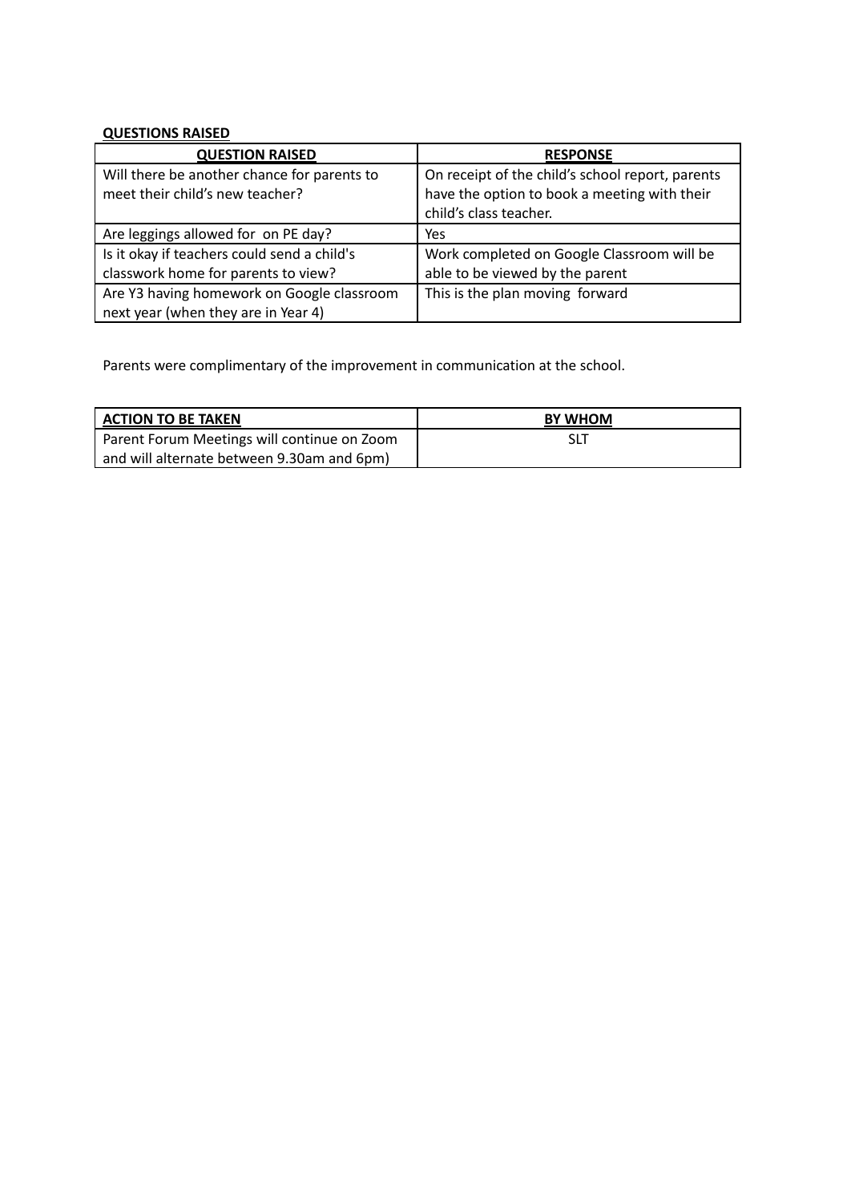**QUESTIONS RAISED**

| **QUESTION RAISED** | **RESPONSE** |
|---|---|
| Will there be another chance for parents to meet their child's new teacher? | On receipt of the child's school report, parents have the option to book a meeting with their child's class teacher. |
| Are leggings allowed for on PE day? | Yes |
| Is it okay if teachers could send a child's classwork home for parents to view? | Work completed on Google Classroom will be able to be viewed by the parent |
| Are Y3 having homework on Google classroom next year (when they are in Year 4) | This is the plan moving forward |

Parents were complimentary of the improvement in communication at the school.

| **ACTION TO BE TAKEN** | **BY WHOM** |
|---|---|
| Parent Forum Meetings will continue on Zoom and will alternate between 9.30am and 6pm) | SLT |